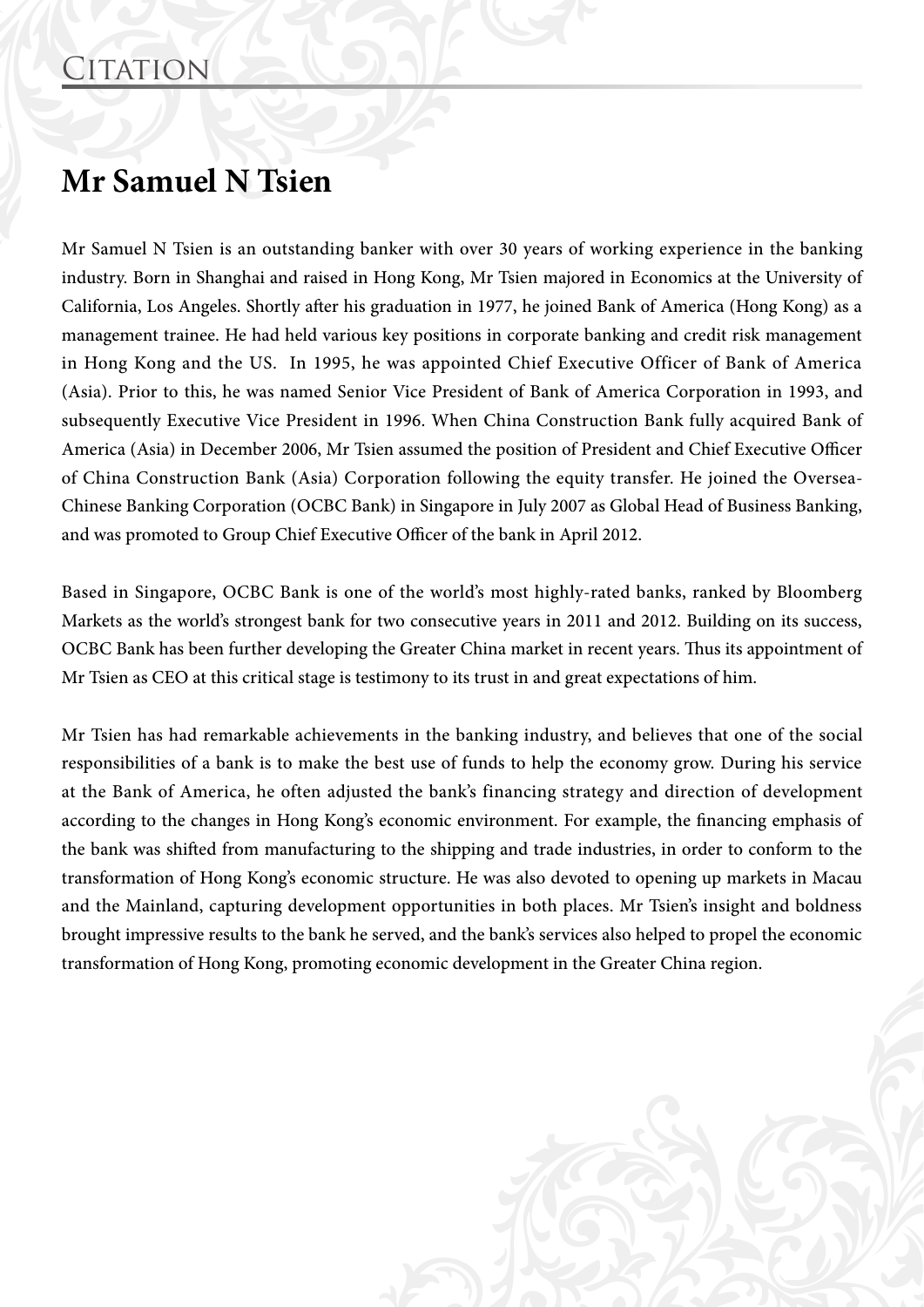# Citation

## Mr Samuel N Tsien

Mr Samuel N Tsien is an outstanding banker with over 30 years of working experience in the banking industry. Born in Shanghai and raised in Hong Kong, Mr Tsien majored in Economics at the University of California, Los Angeles. Shortly after his graduation in 1977, he joined Bank of America (Hong Kong) as a management trainee. He had held various key positions in corporate banking and credit risk management in Hong Kong and the US. In 1995, he was appointed Chief Executive Officer of Bank of America (Asia). Prior to this, he was named Senior Vice President of Bank of America Corporation in 1993, and subsequently Executive Vice President in 1996. When China Construction Bank fully acquired Bank of America (Asia) in December 2006, Mr Tsien assumed the position of President and Chief Executive Officer of China Construction Bank (Asia) Corporation following the equity transfer. He joined the Oversea-Chinese Banking Corporation (OCBC Bank) in Singapore in July 2007 as Global Head of Business Banking, and was promoted to Group Chief Executive Officer of the bank in April 2012.

Based in Singapore, OCBC Bank is one of the world's most highly-rated banks, ranked by Bloomberg Markets as the world's strongest bank for two consecutive years in 2011 and 2012. Building on its success, OCBC Bank has been further developing the Greater China market in recent years. Thus its appointment of Mr Tsien as CEO at this critical stage is testimony to its trust in and great expectations of him.

Mr Tsien has had remarkable achievements in the banking industry, and believes that one of the social responsibilities of a bank is to make the best use of funds to help the economy grow. During his service at the Bank of America, he often adjusted the bank's financing strategy and direction of development according to the changes in Hong Kong's economic environment. For example, the financing emphasis of the bank was shifted from manufacturing to the shipping and trade industries, in order to conform to the transformation of Hong Kong's economic structure. He was also devoted to opening up markets in Macau and the Mainland, capturing development opportunities in both places. Mr Tsien's insight and boldness brought impressive results to the bank he served, and the bank's services also helped to propel the economic transformation of Hong Kong, promoting economic development in the Greater China region.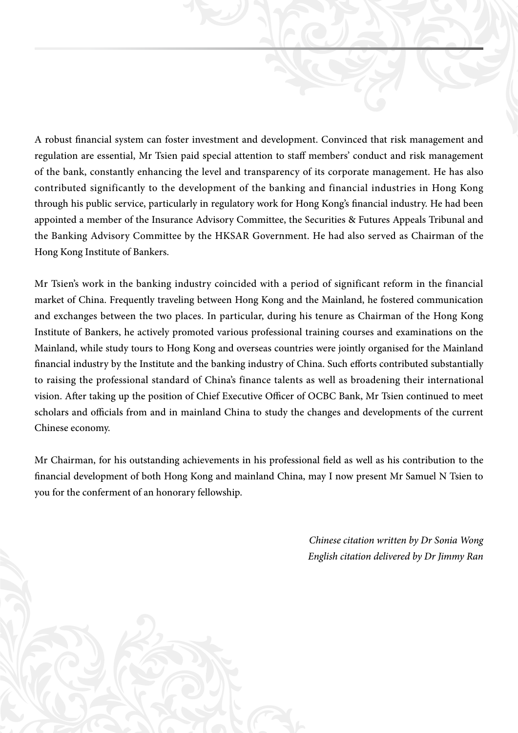A robust financial system can foster investment and development. Convinced that risk management and regulation are essential, Mr Tsien paid special attention to staff members' conduct and risk management of the bank, constantly enhancing the level and transparency of its corporate management. He has also contributed significantly to the development of the banking and financial industries in Hong Kong through his public service, particularly in regulatory work for Hong Kong's financial industry. He had been appointed a member of the Insurance Advisory Committee, the Securities & Futures Appeals Tribunal and the Banking Advisory Committee by the HKSAR Government. He had also served as Chairman of the Hong Kong Institute of Bankers.

Mr Tsien's work in the banking industry coincided with a period of significant reform in the financial market of China. Frequently traveling between Hong Kong and the Mainland, he fostered communication and exchanges between the two places. In particular, during his tenure as Chairman of the Hong Kong Institute of Bankers, he actively promoted various professional training courses and examinations on the Mainland, while study tours to Hong Kong and overseas countries were jointly organised for the Mainland financial industry by the Institute and the banking industry of China. Such efforts contributed substantially to raising the professional standard of China's finance talents as well as broadening their international vision. After taking up the position of Chief Executive Officer of OCBC Bank, Mr Tsien continued to meet scholars and officials from and in mainland China to study the changes and developments of the current Chinese economy.

Mr Chairman, for his outstanding achievements in his professional field as well as his contribution to the financial development of both Hong Kong and mainland China, may I now present Mr Samuel N Tsien to you for the conferment of an honorary fellowship.

*Chinese citation written by Dr Sonia Wong*
*English citation delivered by Dr Jimmy Ran*